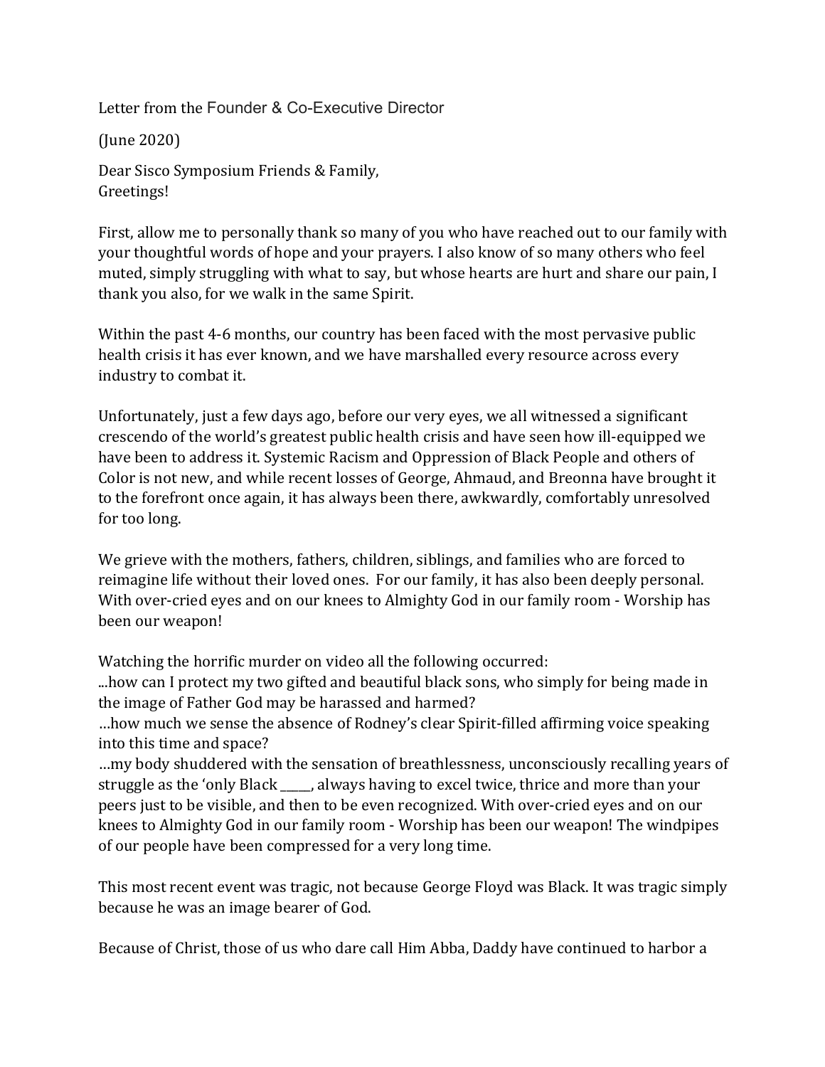Letter from the Founder & Co-Executive Director

(June 2020)

Dear Sisco Symposium Friends & Family,
Greetings!

First, allow me to personally thank so many of you who have reached out to our family with your thoughtful words of hope and your prayers. I also know of so many others who feel muted, simply struggling with what to say, but whose hearts are hurt and share our pain, I thank you also, for we walk in the same Spirit.

Within the past 4-6 months, our country has been faced with the most pervasive public health crisis it has ever known, and we have marshalled every resource across every industry to combat it.

Unfortunately, just a few days ago, before our very eyes, we all witnessed a significant crescendo of the world's greatest public health crisis and have seen how ill-equipped we have been to address it. Systemic Racism and Oppression of Black People and others of Color is not new, and while recent losses of George, Ahmaud, and Breonna have brought it to the forefront once again, it has always been there, awkwardly, comfortably unresolved for too long.

We grieve with the mothers, fathers, children, siblings, and families who are forced to reimagine life without their loved ones. For our family, it has also been deeply personal. With over-cried eyes and on our knees to Almighty God in our family room - Worship has been our weapon!

Watching the horrific murder on video all the following occurred:
...how can I protect my two gifted and beautiful black sons, who simply for being made in the image of Father God may be harassed and harmed?
…how much we sense the absence of Rodney's clear Spirit-filled affirming voice speaking into this time and space?
…my body shuddered with the sensation of breathlessness, unconsciously recalling years of struggle as the 'only Black _____, always having to excel twice, thrice and more than your peers just to be visible, and then to be even recognized. With over-cried eyes and on our knees to Almighty God in our family room - Worship has been our weapon! The windpipes of our people have been compressed for a very long time.

This most recent event was tragic, not because George Floyd was Black. It was tragic simply because he was an image bearer of God.

Because of Christ, those of us who dare call Him Abba, Daddy have continued to harbor a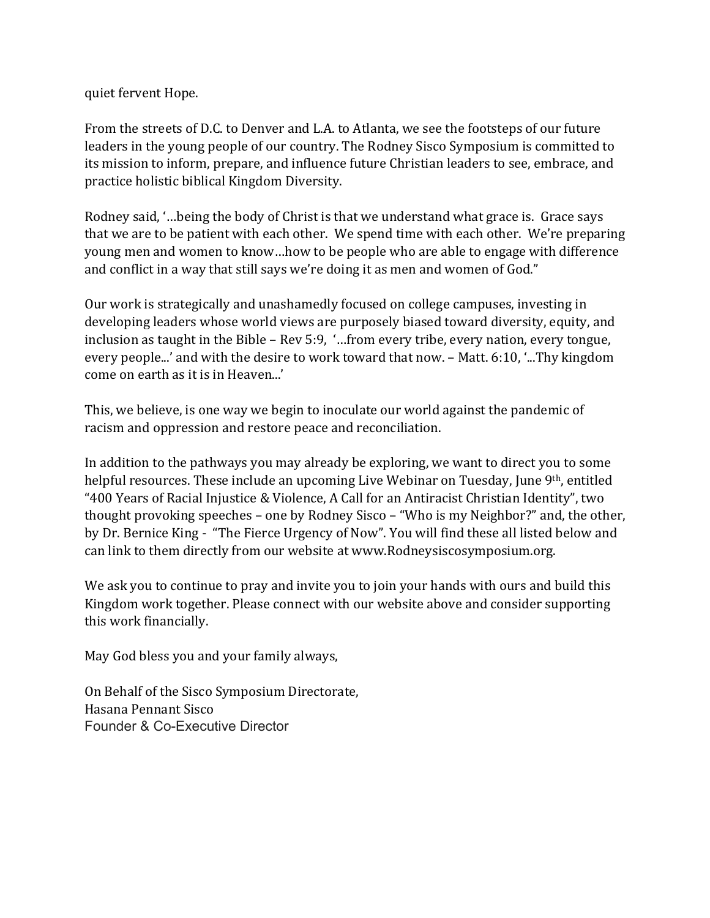quiet fervent Hope.

From the streets of D.C. to Denver and L.A. to Atlanta, we see the footsteps of our future leaders in the young people of our country. The Rodney Sisco Symposium is committed to its mission to inform, prepare, and influence future Christian leaders to see, embrace, and practice holistic biblical Kingdom Diversity.

Rodney said, '…being the body of Christ is that we understand what grace is. Grace says that we are to be patient with each other. We spend time with each other. We're preparing young men and women to know…how to be people who are able to engage with difference and conflict in a way that still says we're doing it as men and women of God."

Our work is strategically and unashamedly focused on college campuses, investing in developing leaders whose world views are purposely biased toward diversity, equity, and inclusion as taught in the Bible – Rev 5:9, '…from every tribe, every nation, every tongue, every people...' and with the desire to work toward that now. – Matt. 6:10, '...Thy kingdom come on earth as it is in Heaven...'

This, we believe, is one way we begin to inoculate our world against the pandemic of racism and oppression and restore peace and reconciliation.

In addition to the pathways you may already be exploring, we want to direct you to some helpful resources. These include an upcoming Live Webinar on Tuesday, June 9th, entitled "400 Years of Racial Injustice & Violence, A Call for an Antiracist Christian Identity", two thought provoking speeches – one by Rodney Sisco – "Who is my Neighbor?" and, the other, by Dr. Bernice King - "The Fierce Urgency of Now". You will find these all listed below and can link to them directly from our website at www.Rodneysiscosymposium.org.

We ask you to continue to pray and invite you to join your hands with ours and build this Kingdom work together. Please connect with our website above and consider supporting this work financially.

May God bless you and your family always,

On Behalf of the Sisco Symposium Directorate,
Hasana Pennant Sisco
Founder & Co-Executive Director